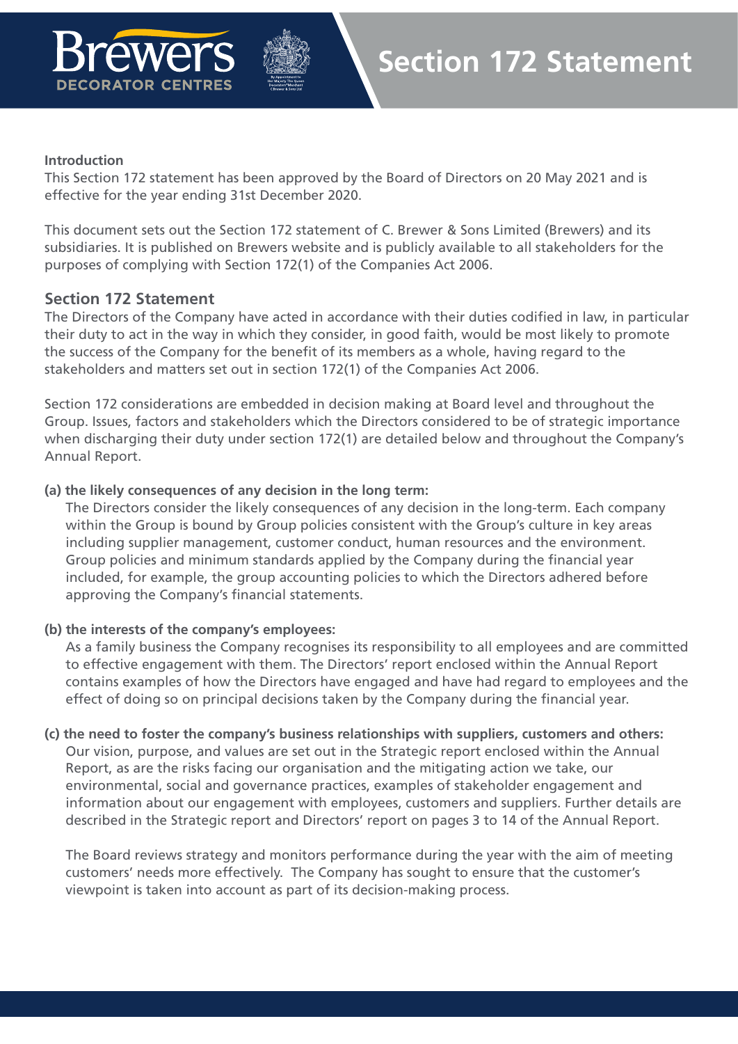# Section 172 Statement

### Introduction

This Section 172 statement has been approved by the Board of Directors on 20 May 2021 and is effective for the year ending 31st December 2020.

This document sets out the Section 172 statement of C. Brewer & Sons Limited (Brewers) and its subsidiaries. It is published on Brewers website and is publicly available to all stakeholders for the purposes of complying with Section 172(1) of the Companies Act 2006.

## Section 172 Statement

The Directors of the Company have acted in accordance with their duties codified in law, in particular their duty to act in the way in which they consider, in good faith, would be most likely to promote the success of the Company for the benefit of its members as a whole, having regard to the stakeholders and matters set out in section 172(1) of the Companies Act 2006.

Section 172 considerations are embedded in decision making at Board level and throughout the Group. Issues, factors and stakeholders which the Directors considered to be of strategic importance when discharging their duty under section 172(1) are detailed below and throughout the Company's Annual Report.

**(a) the likely consequences of any decision in the long term:**

The Directors consider the likely consequences of any decision in the long-term. Each company within the Group is bound by Group policies consistent with the Group's culture in key areas including supplier management, customer conduct, human resources and the environment. Group policies and minimum standards applied by the Company during the financial year included, for example, the group accounting policies to which the Directors adhered before approving the Company's financial statements.

**(b) the interests of the company's employees:**

As a family business the Company recognises its responsibility to all employees and are committed to effective engagement with them. The Directors' report enclosed within the Annual Report contains examples of how the Directors have engaged and have had regard to employees and the effect of doing so on principal decisions taken by the Company during the financial year.

**(c) the need to foster the company's business relationships with suppliers, customers and others:**

Our vision, purpose, and values are set out in the Strategic report enclosed within the Annual Report, as are the risks facing our organisation and the mitigating action we take, our environmental, social and governance practices, examples of stakeholder engagement and information about our engagement with employees, customers and suppliers. Further details are described in the Strategic report and Directors' report on pages 3 to 14 of the Annual Report.

The Board reviews strategy and monitors performance during the year with the aim of meeting customers' needs more effectively. The Company has sought to ensure that the customer's viewpoint is taken into account as part of its decision-making process.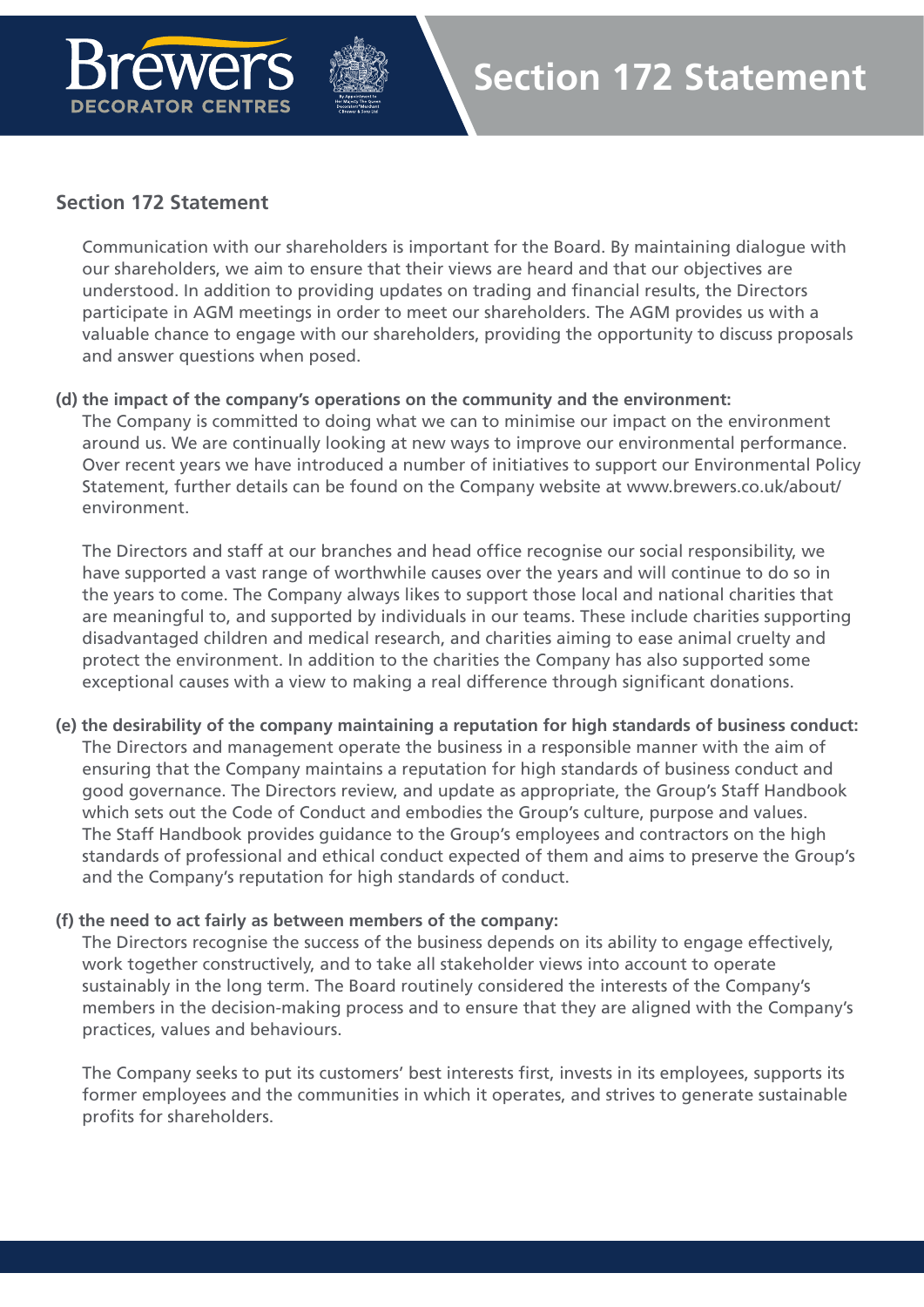## Section 172 Statement

Communication with our shareholders is important for the Board. By maintaining dialogue with our shareholders, we aim to ensure that their views are heard and that our objectives are understood. In addition to providing updates on trading and financial results, the Directors participate in AGM meetings in order to meet our shareholders. The AGM provides us with a valuable chance to engage with our shareholders, providing the opportunity to discuss proposals and answer questions when posed.

**(d) the impact of the company's operations on the community and the environment:**

The Company is committed to doing what we can to minimise our impact on the environment around us. We are continually looking at new ways to improve our environmental performance. Over recent years we have introduced a number of initiatives to support our Environmental Policy Statement, further details can be found on the Company website at www.brewers.co.uk/about/environment.

The Directors and staff at our branches and head office recognise our social responsibility, we have supported a vast range of worthwhile causes over the years and will continue to do so in the years to come. The Company always likes to support those local and national charities that are meaningful to, and supported by individuals in our teams. These include charities supporting disadvantaged children and medical research, and charities aiming to ease animal cruelty and protect the environment. In addition to the charities the Company has also supported some exceptional causes with a view to making a real difference through significant donations.

**(e) the desirability of the company maintaining a reputation for high standards of business conduct:**

The Directors and management operate the business in a responsible manner with the aim of ensuring that the Company maintains a reputation for high standards of business conduct and good governance. The Directors review, and update as appropriate, the Group's Staff Handbook which sets out the Code of Conduct and embodies the Group's culture, purpose and values. The Staff Handbook provides guidance to the Group's employees and contractors on the high standards of professional and ethical conduct expected of them and aims to preserve the Group's and the Company's reputation for high standards of conduct.

**(f) the need to act fairly as between members of the company:**

The Directors recognise the success of the business depends on its ability to engage effectively, work together constructively, and to take all stakeholder views into account to operate sustainably in the long term. The Board routinely considered the interests of the Company's members in the decision-making process and to ensure that they are aligned with the Company's practices, values and behaviours.

The Company seeks to put its customers' best interests first, invests in its employees, supports its former employees and the communities in which it operates, and strives to generate sustainable profits for shareholders.